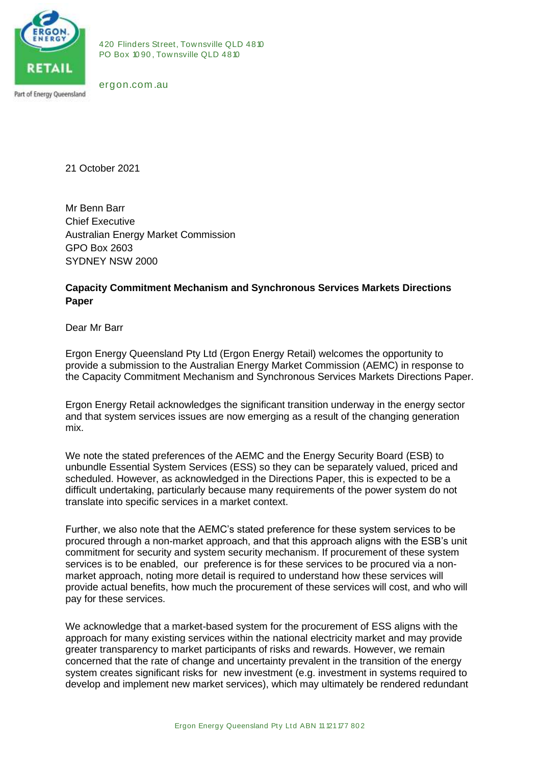420 Flinders Street, Townsville QLD 4810
PO Box 1090, Townsville QLD 4810

ergon.com.au

21 October 2021

Mr Benn Barr
Chief Executive
Australian Energy Market Commission
GPO Box 2603
SYDNEY NSW 2000

**Capacity Commitment Mechanism and Synchronous Services Markets Directions Paper**

Dear Mr Barr

Ergon Energy Queensland Pty Ltd (Ergon Energy Retail) welcomes the opportunity to provide a submission to the Australian Energy Market Commission (AEMC) in response to the Capacity Commitment Mechanism and Synchronous Services Markets Directions Paper.

Ergon Energy Retail acknowledges the significant transition underway in the energy sector and that system services issues are now emerging as a result of the changing generation mix.

We note the stated preferences of the AEMC and the Energy Security Board (ESB) to unbundle Essential System Services (ESS) so they can be separately valued, priced and scheduled. However, as acknowledged in the Directions Paper, this is expected to be a difficult undertaking, particularly because many requirements of the power system do not translate into specific services in a market context.

Further, we also note that the AEMC's stated preference for these system services to be procured through a non-market approach, and that this approach aligns with the ESB's unit commitment for security and system security mechanism. If procurement of these system services is to be enabled, our preference is for these services to be procured via a non-market approach, noting more detail is required to understand how these services will provide actual benefits, how much the procurement of these services will cost, and who will pay for these services.

We acknowledge that a market-based system for the procurement of ESS aligns with the approach for many existing services within the national electricity market and may provide greater transparency to market participants of risks and rewards. However, we remain concerned that the rate of change and uncertainty prevalent in the transition of the energy system creates significant risks for new investment (e.g. investment in systems required to develop and implement new market services), which may ultimately be rendered redundant

Ergon Energy Queensland Pty Ltd ABN 11 121 177 802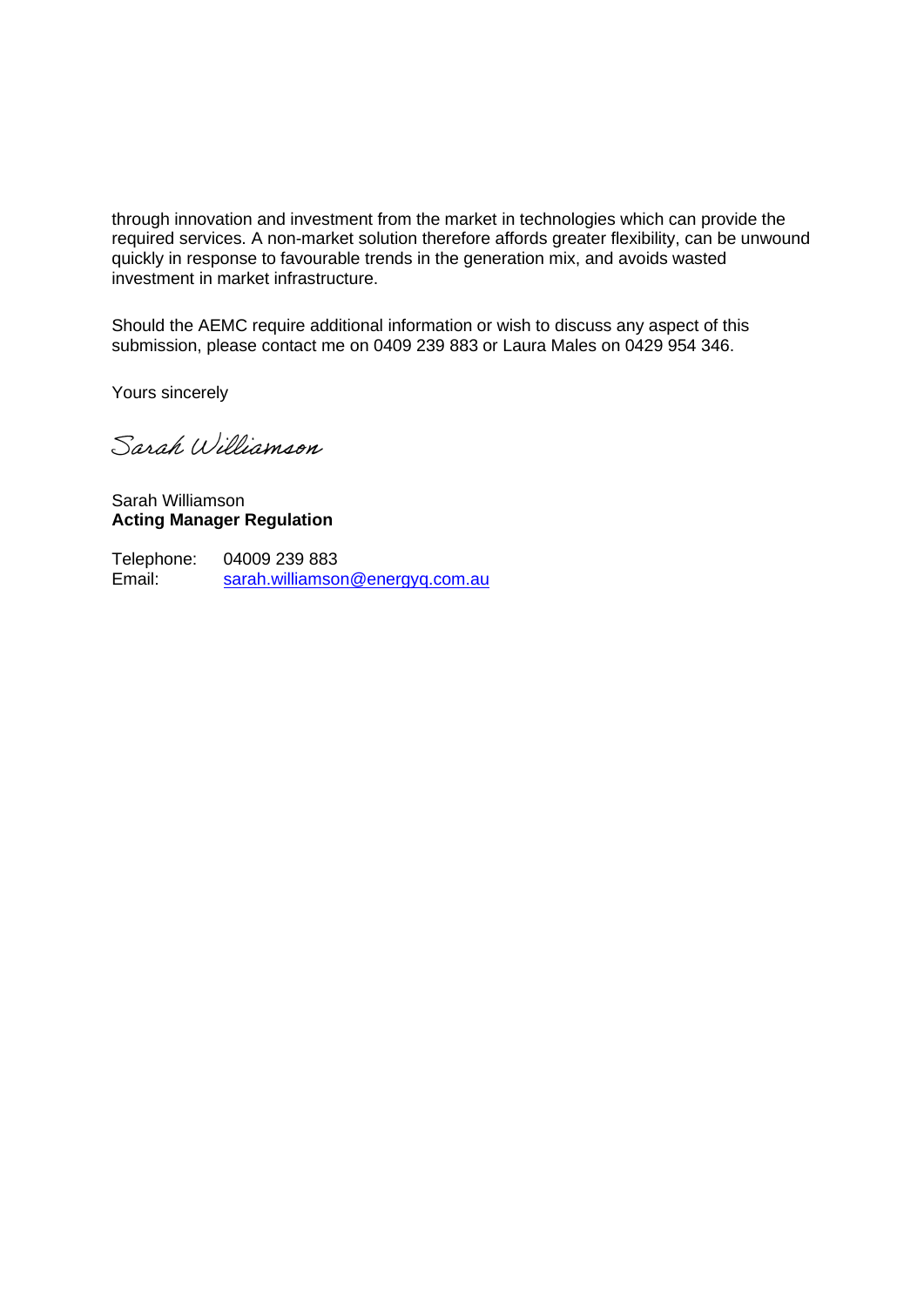through innovation and investment from the market in technologies which can provide the required services. A non-market solution therefore affords greater flexibility, can be unwound quickly in response to favourable trends in the generation mix, and avoids wasted investment in market infrastructure.

Should the AEMC require additional information or wish to discuss any aspect of this submission, please contact me on 0409 239 883 or Laura Males on 0429 954 346.

Yours sincerely

*Sarah Williamson*

Sarah Williamson
**Acting Manager Regulation**

Telephone: 04009 239 883
Email: sarah.williamson@energyq.com.au